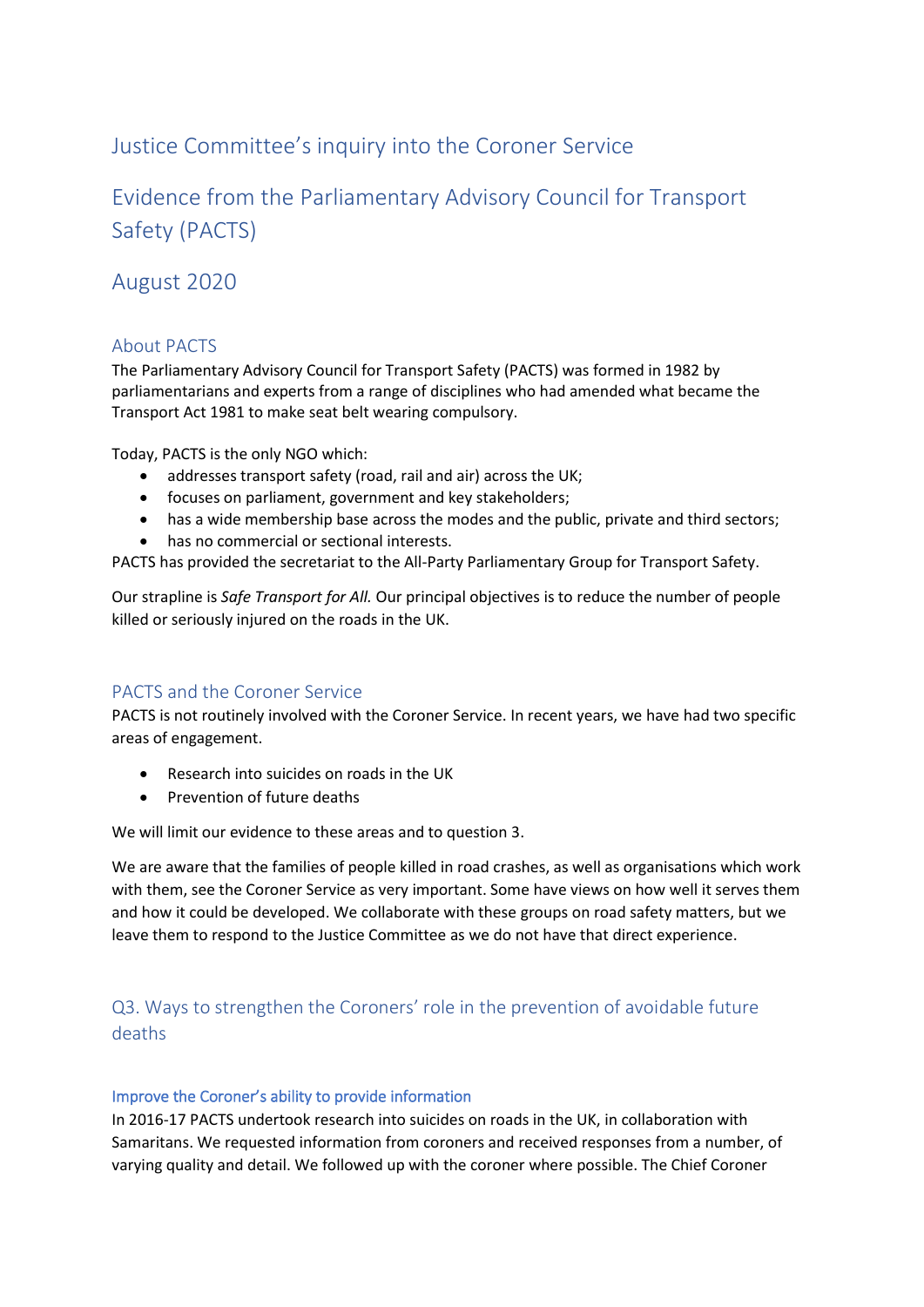# Justice Committee's inquiry into the Coroner Service

# Evidence from the Parliamentary Advisory Council for Transport Safety (PACTS)

# August 2020

## About PACTS

The Parliamentary Advisory Council for Transport Safety (PACTS) was formed in 1982 by parliamentarians and experts from a range of disciplines who had amended what became the Transport Act 1981 to make seat belt wearing compulsory.

Today, PACTS is the only NGO which:

- addresses transport safety (road, rail and air) across the UK;
- focuses on parliament, government and key stakeholders;
- has a wide membership base across the modes and the public, private and third sectors;
- has no commercial or sectional interests.

PACTS has provided the secretariat to the All-Party Parliamentary Group for Transport Safety.

Our strapline is *Safe Transport for All.* Our principal objectives is to reduce the number of people killed or seriously injured on the roads in the UK.

## PACTS and the Coroner Service

PACTS is not routinely involved with the Coroner Service. In recent years, we have had two specific areas of engagement.

- Research into suicides on roads in the UK
- Prevention of future deaths

We will limit our evidence to these areas and to question 3.

We are aware that the families of people killed in road crashes, as well as organisations which work with them, see the Coroner Service as very important. Some have views on how well it serves them and how it could be developed. We collaborate with these groups on road safety matters, but we leave them to respond to the Justice Committee as we do not have that direct experience.

## Q3. Ways to strengthen the Coroners' role in the prevention of avoidable future deaths

### Improve the Coroner's ability to provide information

In 2016-17 PACTS undertook research into suicides on roads in the UK, in collaboration with Samaritans. We requested information from coroners and received responses from a number, of varying quality and detail. We followed up with the coroner where possible. The Chief Coroner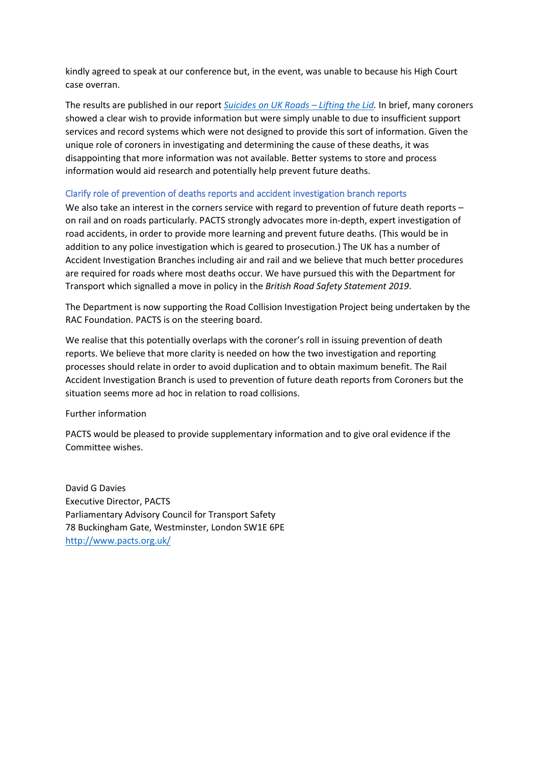kindly agreed to speak at our conference but, in the event, was unable to because his High Court case overran.

The results are published in our report [*Suicides on UK Roads – Lifting the Lid*](#). In brief, many coroners showed a clear wish to provide information but were simply unable to due to insufficient support services and record systems which were not designed to provide this sort of information. Given the unique role of coroners in investigating and determining the cause of these deaths, it was disappointing that more information was not available. Better systems to store and process information would aid research and potentially help prevent future deaths.

### Clarify role of prevention of deaths reports and accident investigation branch reports

We also take an interest in the corners service with regard to prevention of future death reports – on rail and on roads particularly. PACTS strongly advocates more in-depth, expert investigation of road accidents, in order to provide more learning and prevent future deaths. (This would be in addition to any police investigation which is geared to prosecution.) The UK has a number of Accident Investigation Branches including air and rail and we believe that much better procedures are required for roads where most deaths occur. We have pursued this with the Department for Transport which signalled a move in policy in the *British Road Safety Statement 2019*.

The Department is now supporting the Road Collision Investigation Project being undertaken by the RAC Foundation. PACTS is on the steering board.

We realise that this potentially overlaps with the coroner's roll in issuing prevention of death reports. We believe that more clarity is needed on how the two investigation and reporting processes should relate in order to avoid duplication and to obtain maximum benefit. The Rail Accident Investigation Branch is used to prevention of future death reports from Coroners but the situation seems more ad hoc in relation to road collisions.

Further information

PACTS would be pleased to provide supplementary information and to give oral evidence if the Committee wishes.

David G Davies
Executive Director, PACTS
Parliamentary Advisory Council for Transport Safety
78 Buckingham Gate, Westminster, London SW1E 6PE
http://www.pacts.org.uk/